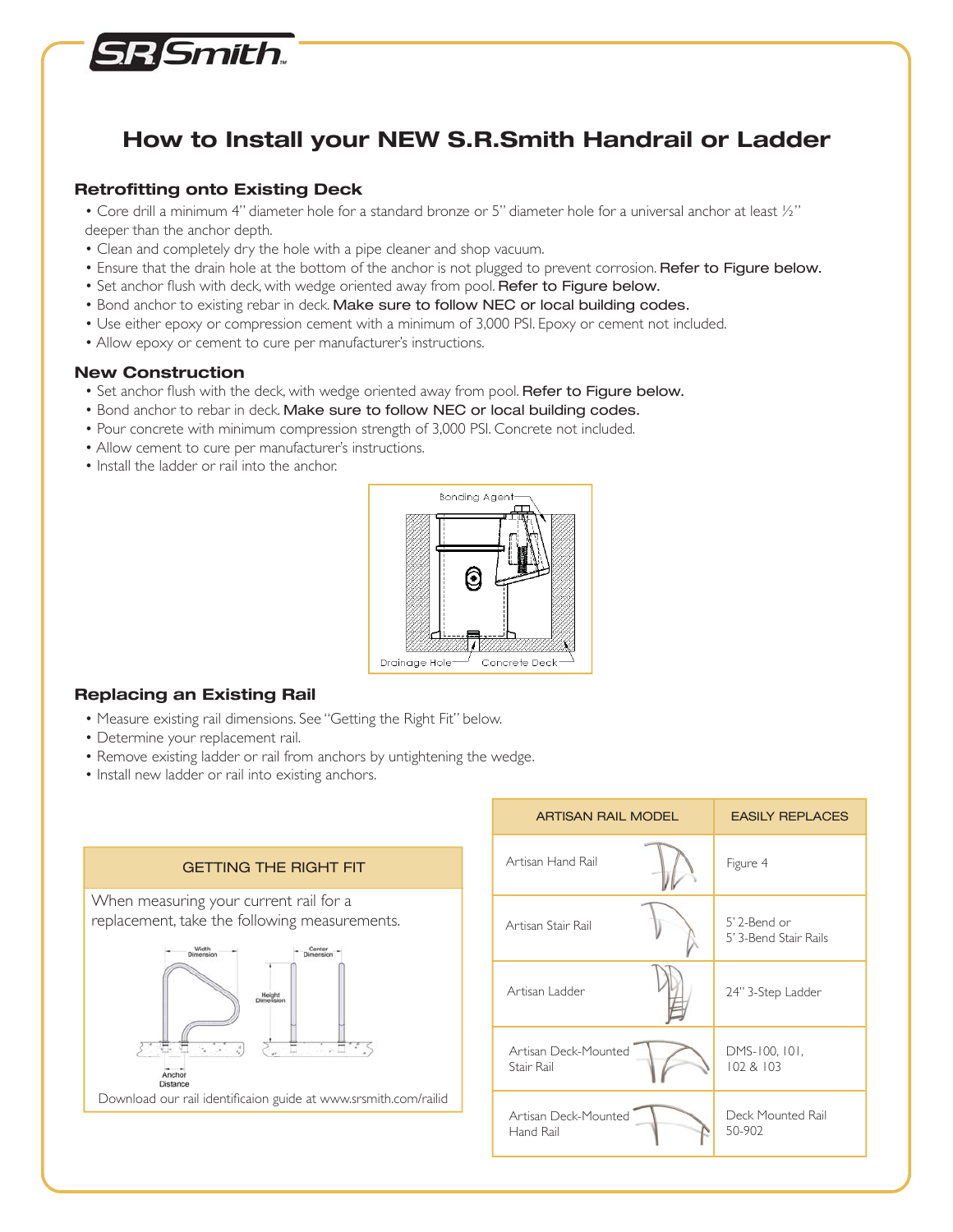# How to Install your NEW S.R.Smith Handrail or Ladder

### Retrofitting onto Existing Deck

- Core drill a minimum 4" diameter hole for a standard bronze or 5" diameter hole for a universal anchor at least ½" deeper than the anchor depth.
- Clean and completely dry the hole with a pipe cleaner and shop vacuum.
- Ensure that the drain hole at the bottom of the anchor is not plugged to prevent corrosion. Refer to Figure below.
- Set anchor flush with deck, with wedge oriented away from pool. Refer to Figure below.
- Bond anchor to existing rebar in deck. Make sure to follow NEC or local building codes.
- Use either epoxy or compression cement with a minimum of 3,000 PSI. Epoxy or cement not included.
- Allow epoxy or cement to cure per manufacturer's instructions.

### New Construction

- Set anchor flush with the deck, with wedge oriented away from pool. Refer to Figure below.
- Bond anchor to rebar in deck. Make sure to follow NEC or local building codes.
- Pour concrete with minimum compression strength of 3,000 PSI. Concrete not included.
- Allow cement to cure per manufacturer's instructions.
- Install the ladder or rail into the anchor.

Bonding Agent

Drainage Hole

Concrete Deck

### Replacing an Existing Rail

- Measure existing rail dimensions. See "Getting the Right Fit" below.
- Determine your replacement rail.
- Remove existing ladder or rail from anchors by untightening the wedge.
- Install new ladder or rail into existing anchors.

#### GETTING THE RIGHT FIT

When measuring your current rail for a replacement, take the following measurements.

Width Dimension

Center Dimension

Height Dimension

Anchor Distance

Download our rail identificaion guide at www.srsmith.com/railid

| ARTISAN RAIL MODEL | EASILY REPLACES |
|---|---|
| Artisan Hand Rail | Figure 4 |
| Artisan Stair Rail | 5' 2-Bend or 5' 3-Bend Stair Rails |
| Artisan Ladder | 24" 3-Step Ladder |
| Artisan Deck-Mounted Stair Rail | DMS-100, 101, 102 & 103 |
| Artisan Deck-Mounted Hand Rail | Deck Mounted Rail 50-902 |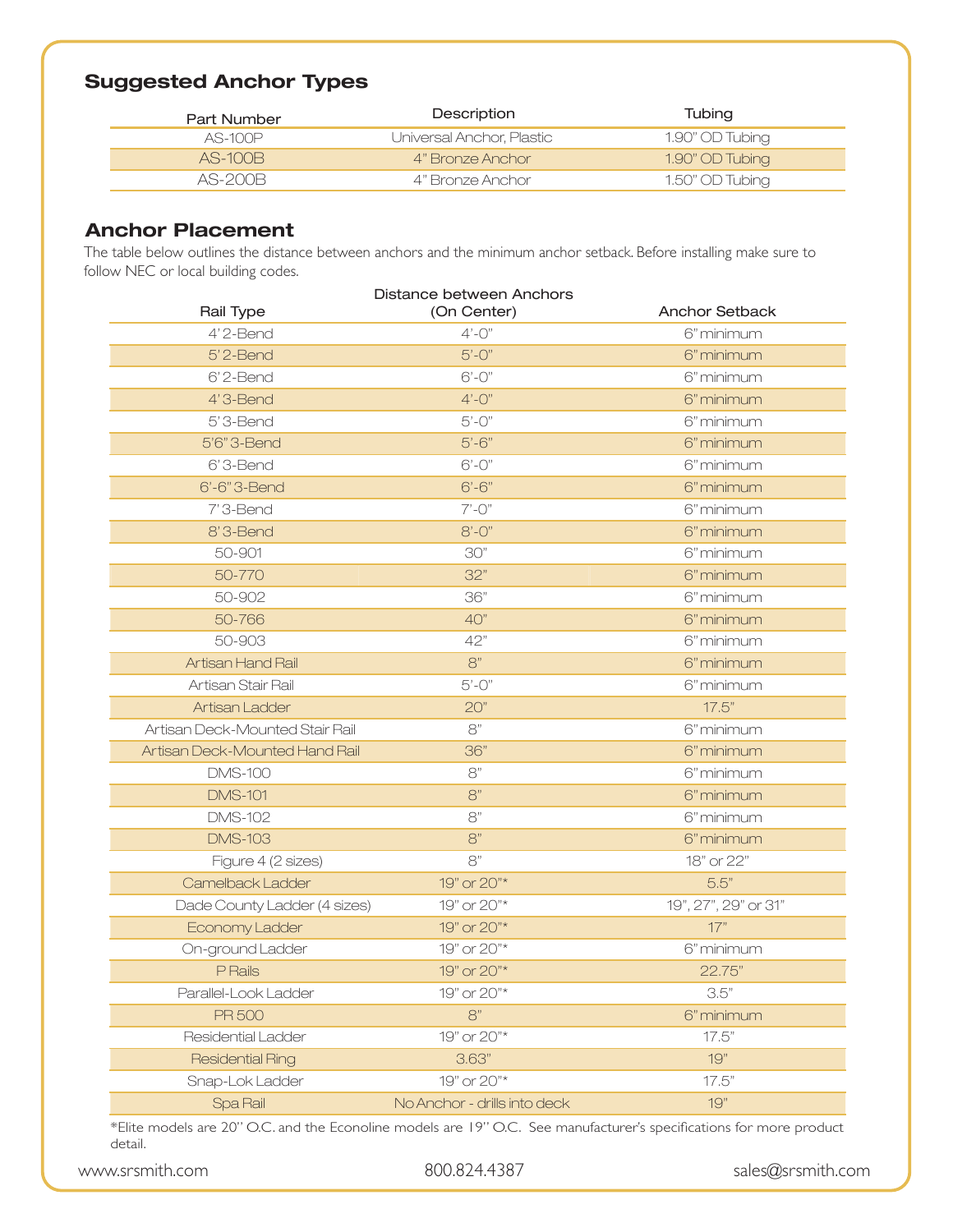## Suggested Anchor Types

| Part Number | Description | Tubing |
|---|---|---|
| AS-100P | Universal Anchor, Plastic | 1.90" OD Tubing |
| AS-100B | 4" Bronze Anchor | 1.90" OD Tubing |
| AS-200B | 4" Bronze Anchor | 1.50" OD Tubing |

## Anchor Placement

The table below outlines the distance between anchors and the minimum anchor setback. Before installing make sure to follow NEC or local building codes.

| Rail Type | Distance between Anchors (On Center) | Anchor Setback |
|---|---|---|
| 4' 2-Bend | 4'-0" | 6" minimum |
| 5' 2-Bend | 5'-0" | 6" minimum |
| 6' 2-Bend | 6'-0" | 6" minimum |
| 4' 3-Bend | 4'-0" | 6" minimum |
| 5' 3-Bend | 5'-0" | 6" minimum |
| 5'6" 3-Bend | 5'-6" | 6" minimum |
| 6' 3-Bend | 6'-0" | 6" minimum |
| 6'-6" 3-Bend | 6'-6" | 6" minimum |
| 7' 3-Bend | 7'-0" | 6" minimum |
| 8' 3-Bend | 8'-0" | 6" minimum |
| 50-901 | 30" | 6" minimum |
| 50-770 | 32" | 6" minimum |
| 50-902 | 36" | 6" minimum |
| 50-766 | 40" | 6" minimum |
| 50-903 | 42" | 6" minimum |
| Artisan Hand Rail | 8" | 6" minimum |
| Artisan Stair Rail | 5'-0" | 6" minimum |
| Artisan Ladder | 20" | 17.5" |
| Artisan Deck-Mounted Stair Rail | 8" | 6" minimum |
| Artisan Deck-Mounted Hand Rail | 36" | 6" minimum |
| DMS-100 | 8" | 6" minimum |
| DMS-101 | 8" | 6" minimum |
| DMS-102 | 8" | 6" minimum |
| DMS-103 | 8" | 6" minimum |
| Figure 4 (2 sizes) | 8" | 18" or 22" |
| Camelback Ladder | 19" or 20"* | 5.5" |
| Dade County Ladder (4 sizes) | 19" or 20"* | 19", 27", 29" or 31" |
| Economy Ladder | 19" or 20"* | 17" |
| On-ground Ladder | 19" or 20"* | 6" minimum |
| P Rails | 19" or 20"* | 22.75" |
| Parallel-Look Ladder | 19" or 20"* | 3.5" |
| PR 500 | 8" | 6" minimum |
| Residential Ladder | 19" or 20"* | 17.5" |
| Residential Ring | 3.63" | 19" |
| Snap-Lok Ladder | 19" or 20"* | 17.5" |
| Spa Rail | No Anchor - drills into deck | 19" |

*Elite models are 20" O.C. and the Econoline models are 19" O.C. See manufacturer's specifications for more product detail.

www.srsmith.com 800.824.4387 sales@srsmith.com